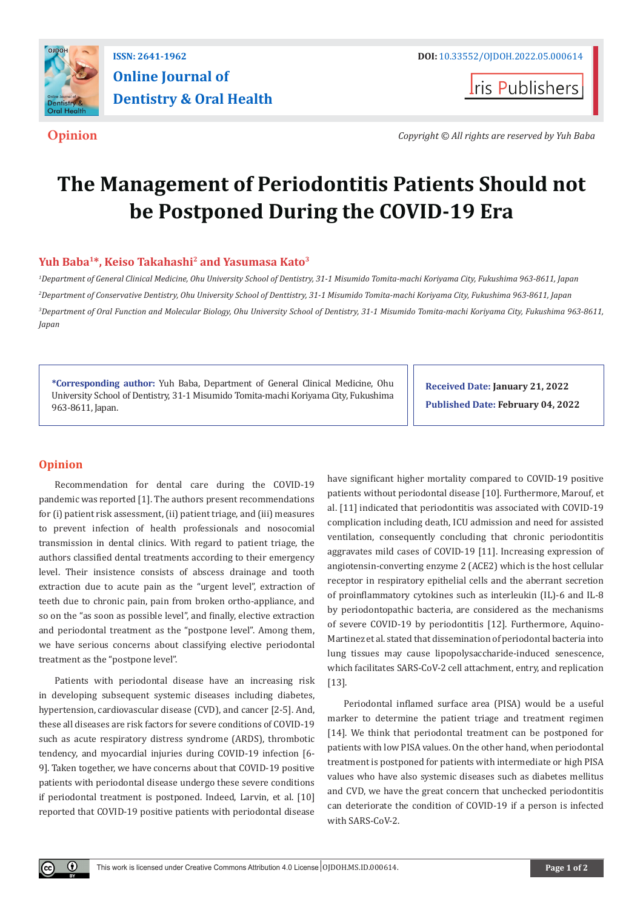Opinion

*Copyright © All rights reserved by Yuh Baba*

# The Management of Periodontitis Patients Should not be Postponed During the COVID-19 Era

**Yuh Baba[1]*, Keiso Takahashi[2] and Yasumasa Kato[3]**

*[1]Department of General Clinical Medicine, Ohu University School of Dentistry, 31-1 Misumido Tomita-machi Koriyama City, Fukushima 963-8611, Japan*

*[2]Department of Conservative Dentistry, Ohu University School of Denttistry, 31-1 Misumido Tomita-machi Koriyama City, Fukushima 963-8611, Japan*

*[3]Department of Oral Function and Molecular Biology, Ohu University School of Dentistry, 31-1 Misumido Tomita-machi Koriyama City, Fukushima 963-8611, Japan*

**\*Corresponding author:** Yuh Baba, Department of General Clinical Medicine, Ohu University School of Dentistry, 31-1 Misumido Tomita-machi Koriyama City, Fukushima 963-8611, Japan.

**Received Date:** January 21, 2022

**Published Date:** February 04, 2022

## Opinion

Recommendation for dental care during the COVID-19 pandemic was reported [1]. The authors present recommendations for (i) patient risk assessment, (ii) patient triage, and (iii) measures to prevent infection of health professionals and nosocomial transmission in dental clinics. With regard to patient triage, the authors classified dental treatments according to their emergency level. Their insistence consists of abscess drainage and tooth extraction due to acute pain as the "urgent level", extraction of teeth due to chronic pain, pain from broken ortho-appliance, and so on the "as soon as possible level", and finally, elective extraction and periodontal treatment as the "postpone level". Among them, we have serious concerns about classifying elective periodontal treatment as the "postpone level".

Patients with periodontal disease have an increasing risk in developing subsequent systemic diseases including diabetes, hypertension, cardiovascular disease (CVD), and cancer [2-5]. And, these all diseases are risk factors for severe conditions of COVID-19 such as acute respiratory distress syndrome (ARDS), thrombotic tendency, and myocardial injuries during COVID-19 infection [6-9]. Taken together, we have concerns about that COVID-19 positive patients with periodontal disease undergo these severe conditions if periodontal treatment is postponed. Indeed, Larvin, et al. [10] reported that COVID-19 positive patients with periodontal disease have significant higher mortality compared to COVID-19 positive patients without periodontal disease [10]. Furthermore, Marouf, et al. [11] indicated that periodontitis was associated with COVID-19 complication including death, ICU admission and need for assisted ventilation, consequently concluding that chronic periodontitis aggravates mild cases of COVID-19 [11]. Increasing expression of angiotensin-converting enzyme 2 (ACE2) which is the host cellular receptor in respiratory epithelial cells and the aberrant secretion of proinflammatory cytokines such as interleukin (IL)-6 and IL-8 by periodontopathic bacteria, are considered as the mechanisms of severe COVID-19 by periodontitis [12]. Furthermore, Aquino-Martinez et al. stated that dissemination of periodontal bacteria into lung tissues may cause lipopolysaccharide-induced senescence, which facilitates SARS-CoV-2 cell attachment, entry, and replication [13].

Periodontal inflamed surface area (PISA) would be a useful marker to determine the patient triage and treatment regimen [14]. We think that periodontal treatment can be postponed for patients with low PISA values. On the other hand, when periodontal treatment is postponed for patients with intermediate or high PISA values who have also systemic diseases such as diabetes mellitus and CVD, we have the great concern that unchecked periodontitis can deteriorate the condition of COVID-19 if a person is infected with SARS-CoV-2.

This work is licensed under Creative Commons Attribution 4.0 License OJDOH.MS.ID.000614.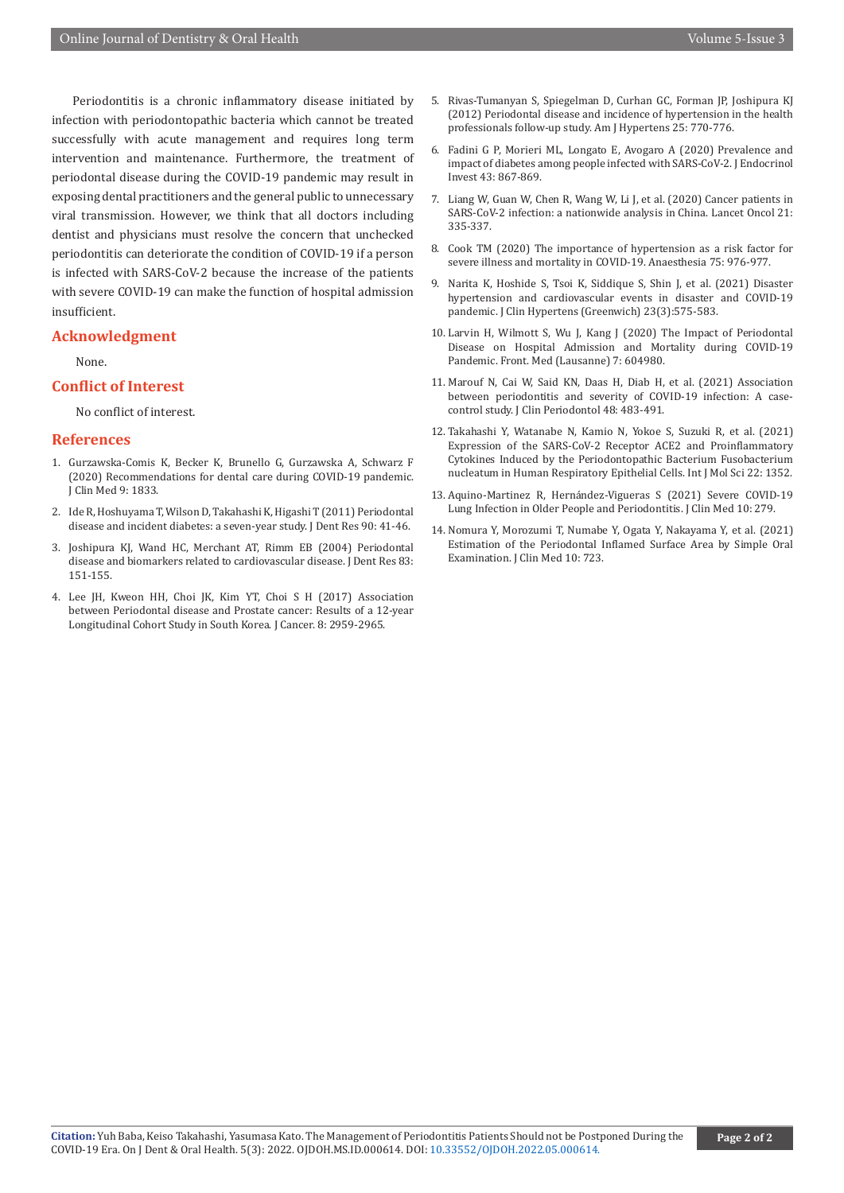Periodontitis is a chronic inflammatory disease initiated by infection with periodontopathic bacteria which cannot be treated successfully with acute management and requires long term intervention and maintenance. Furthermore, the treatment of periodontal disease during the COVID-19 pandemic may result in exposing dental practitioners and the general public to unnecessary viral transmission. However, we think that all doctors including dentist and physicians must resolve the concern that unchecked periodontitis can deteriorate the condition of COVID-19 if a person is infected with SARS-CoV-2 because the increase of the patients with severe COVID-19 can make the function of hospital admission insufficient.

## Acknowledgment

None.

## Conflict of Interest

No conflict of interest.

## References

1. Gurzawska-Comis K, Becker K, Brunello G, Gurzawska A, Schwarz F (2020) Recommendations for dental care during COVID-19 pandemic. J Clin Med 9: 1833.
2. Ide R, Hoshuyama T, Wilson D, Takahashi K, Higashi T (2011) Periodontal disease and incident diabetes: a seven-year study. J Dent Res 90: 41-46.
3. Joshipura KJ, Wand HC, Merchant AT, Rimm EB (2004) Periodontal disease and biomarkers related to cardiovascular disease. J Dent Res 83: 151-155.
4. Lee JH, Kweon HH, Choi JK, Kim YT, Choi S H (2017) Association between Periodontal disease and Prostate cancer: Results of a 12-year Longitudinal Cohort Study in South Korea. J Cancer. 8: 2959-2965.
5. Rivas-Tumanyan S, Spiegelman D, Curhan GC, Forman JP, Joshipura KJ (2012) Periodontal disease and incidence of hypertension in the health professionals follow-up study. Am J Hypertens 25: 770-776.
6. Fadini G P, Morieri ML, Longato E, Avogaro A (2020) Prevalence and impact of diabetes among people infected with SARS-CoV-2. J Endocrinol Invest 43: 867-869.
7. Liang W, Guan W, Chen R, Wang W, Li J, et al. (2020) Cancer patients in SARS-CoV-2 infection: a nationwide analysis in China. Lancet Oncol 21: 335-337.
8. Cook TM (2020) The importance of hypertension as a risk factor for severe illness and mortality in COVID-19. Anaesthesia 75: 976-977.
9. Narita K, Hoshide S, Tsoi K, Siddique S, Shin J, et al. (2021) Disaster hypertension and cardiovascular events in disaster and COVID-19 pandemic. J Clin Hypertens (Greenwich) 23(3):575-583.
10. Larvin H, Wilmott S, Wu J, Kang J (2020) The Impact of Periodontal Disease on Hospital Admission and Mortality during COVID-19 Pandemic. Front. Med (Lausanne) 7: 604980.
11. Marouf N, Cai W, Said KN, Daas H, Diab H, et al. (2021) Association between periodontitis and severity of COVID-19 infection: A case-control study. J Clin Periodontol 48: 483-491.
12. Takahashi Y, Watanabe N, Kamio N, Yokoe S, Suzuki R, et al. (2021) Expression of the SARS-CoV-2 Receptor ACE2 and Proinflammatory Cytokines Induced by the Periodontopathic Bacterium Fusobacterium nucleatum in Human Respiratory Epithelial Cells. Int J Mol Sci 22: 1352.
13. Aquino-Martinez R, Hernández-Vigueras S (2021) Severe COVID-19 Lung Infection in Older People and Periodontitis. J Clin Med 10: 279.
14. Nomura Y, Morozumi T, Numabe Y, Ogata Y, Nakayama Y, et al. (2021) Estimation of the Periodontal Inflamed Surface Area by Simple Oral Examination. J Clin Med 10: 723.